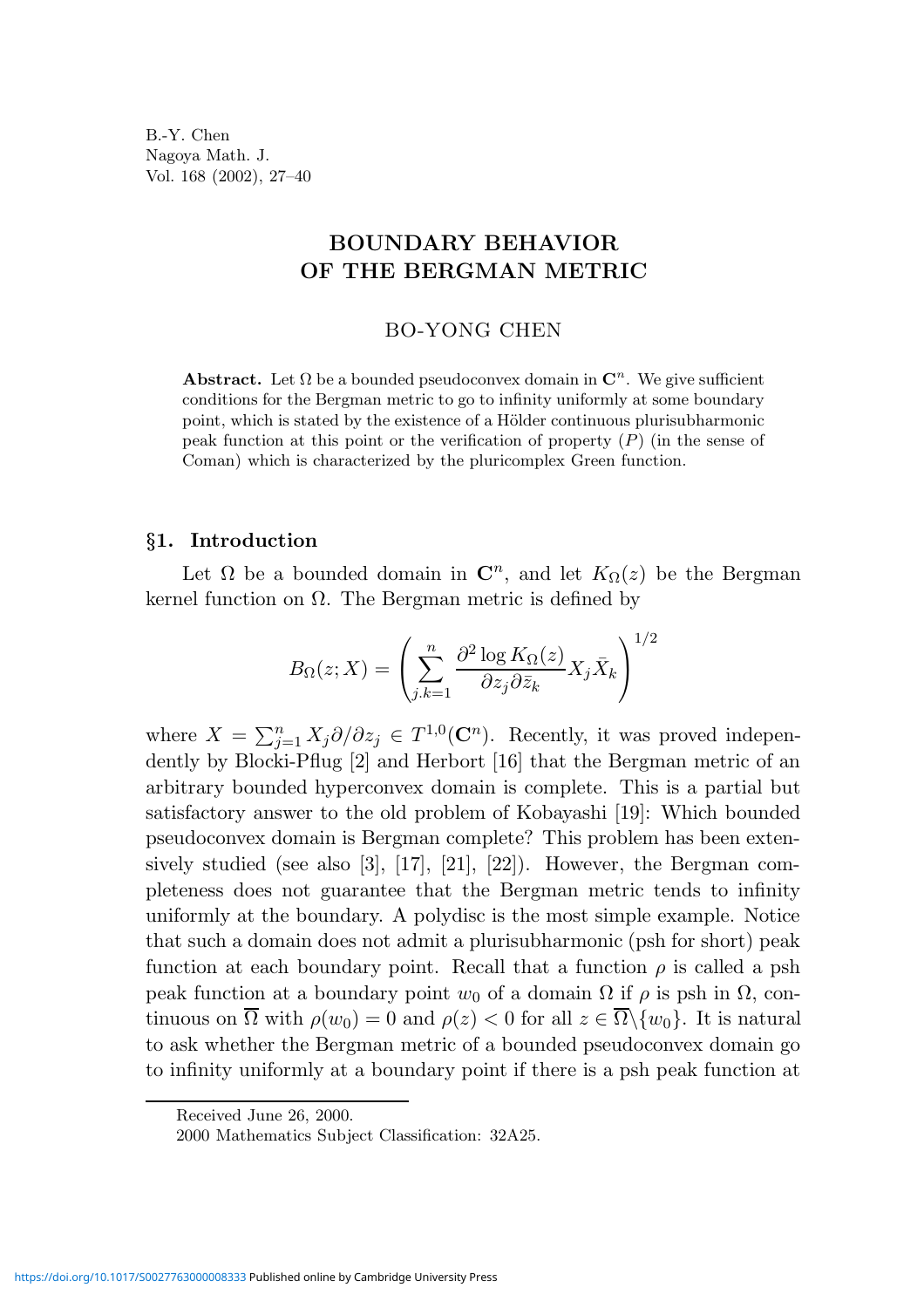B.-Y. Chen
Nagoya Math. J.
Vol. 168 (2002), 27–40

# BOUNDARY BEHAVIOR OF THE BERGMAN METRIC

## BO-YONG CHEN

**Abstract.** Let $\Omega$ be a bounded pseudoconvex domain in $\mathbf{C}^n$. We give sufficient conditions for the Bergman metric to go to infinity uniformly at some boundary point, which is stated by the existence of a Hölder continuous plurisubharmonic peak function at this point or the verification of property $(P)$ (in the sense of Coman) which is characterized by the pluricomplex Green function.

## §1. Introduction

Let $\Omega$ be a bounded domain in $\mathbf{C}^n$, and let $K_\Omega(z)$ be the Bergman kernel function on $\Omega$. The Bergman metric is defined by

$$B_\Omega(z;X) = \left( \sum_{j.k=1}^{n} \frac{\partial^2 \log K_\Omega(z)}{\partial z_j \partial \bar{z}_k} X_j \bar{X}_k \right)^{1/2}$$

where $X = \sum_{j=1}^n X_j \partial/\partial z_j \in T^{1,0}(\mathbf{C}^n)$. Recently, it was proved independently by Blocki-Pflug [2] and Herbort [16] that the Bergman metric of an arbitrary bounded hyperconvex domain is complete. This is a partial but satisfactory answer to the old problem of Kobayashi [19]: Which bounded pseudoconvex domain is Bergman complete? This problem has been extensively studied (see also [3], [17], [21], [22]). However, the Bergman completeness does not guarantee that the Bergman metric tends to infinity uniformly at the boundary. A polydisc is the most simple example. Notice that such a domain does not admit a plurisubharmonic (psh for short) peak function at each boundary point. Recall that a function $\rho$ is called a psh peak function at a boundary point $w_0$ of a domain $\Omega$ if $\rho$ is psh in $\Omega$, continuous on $\overline{\Omega}$ with $\rho(w_0) = 0$ and $\rho(z) < 0$ for all $z \in \overline{\Omega} \backslash \{w_0\}$. It is natural to ask whether the Bergman metric of a bounded pseudoconvex domain go to infinity uniformly at a boundary point if there is a psh peak function at

Received June 26, 2000.
2000 Mathematics Subject Classification: 32A25.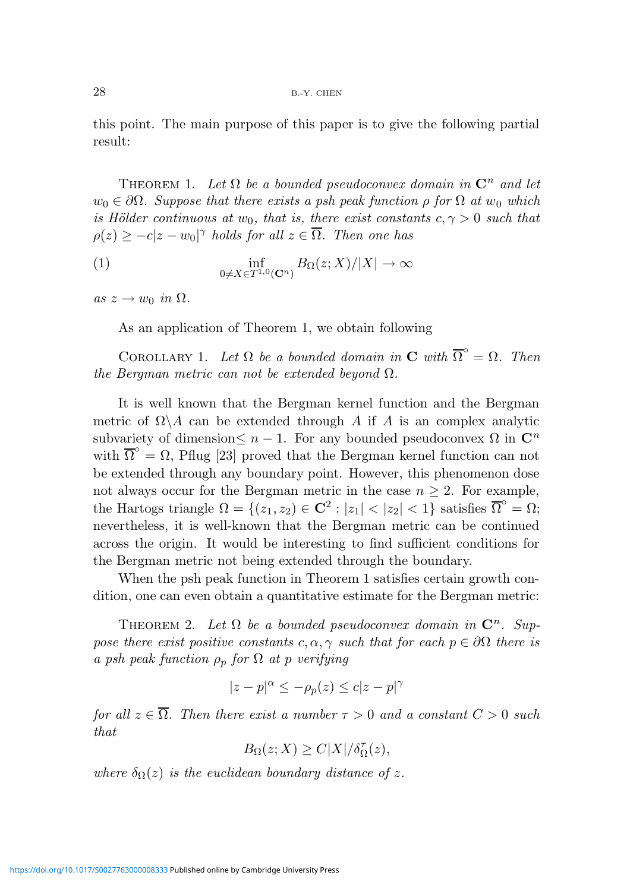this point. The main purpose of this paper is to give the following partial result:

Theorem 1. *Let $\Omega$ be a bounded pseudoconvex domain in $\mathbf{C}^n$ and let $w_0 \in \partial\Omega$. Suppose that there exists a psh peak function $\rho$ for $\Omega$ at $w_0$ which is Hölder continuous at $w_0$, that is, there exist constants $c, \gamma > 0$ such that $\rho(z) \geq -c|z - w_0|^\gamma$ holds for all $z \in \overline{\Omega}$. Then one has*

$$\inf_{0 \neq X \in T^{1,0}(\mathbf{C}^n)} B_\Omega(z; X)/|X| \to \infty \tag{1}$$

*as $z \to w_0$ in $\Omega$.*

As an application of Theorem 1, we obtain following

Corollary 1. *Let $\Omega$ be a bounded domain in $\mathbf{C}$ with $\overline{\Omega}^\circ = \Omega$. Then the Bergman metric can not be extended beyond $\Omega$.*

It is well known that the Bergman kernel function and the Bergman metric of $\Omega \backslash A$ can be extended through $A$ if $A$ is an complex analytic subvariety of dimension$\leq n - 1$. For any bounded pseudoconvex $\Omega$ in $\mathbf{C}^n$ with $\overline{\Omega}^\circ = \Omega$, Pflug [23] proved that the Bergman kernel function can not be extended through any boundary point. However, this phenomenon dose not always occur for the Bergman metric in the case $n \geq 2$. For example, the Hartogs triangle $\Omega = \{(z_1, z_2) \in \mathbf{C}^2 : |z_1| < |z_2| < 1\}$ satisfies $\overline{\Omega}^\circ = \Omega$; nevertheless, it is well-known that the Bergman metric can be continued across the origin. It would be interesting to find sufficient conditions for the Bergman metric not being extended through the boundary.

When the psh peak function in Theorem 1 satisfies certain growth condition, one can even obtain a quantitative estimate for the Bergman metric:

Theorem 2. *Let $\Omega$ be a bounded pseudoconvex domain in $\mathbf{C}^n$. Suppose there exist positive constants $c, \alpha, \gamma$ such that for each $p \in \partial\Omega$ there is a psh peak function $\rho_p$ for $\Omega$ at $p$ verifying*

$$|z - p|^\alpha \leq -\rho_p(z) \leq c|z - p|^\gamma$$

*for all $z \in \overline{\Omega}$. Then there exist a number $\tau > 0$ and a constant $C > 0$ such that*

$$B_\Omega(z; X) \geq C|X|/\delta_\Omega^\tau(z),$$

*where $\delta_\Omega(z)$ is the euclidean boundary distance of $z$.*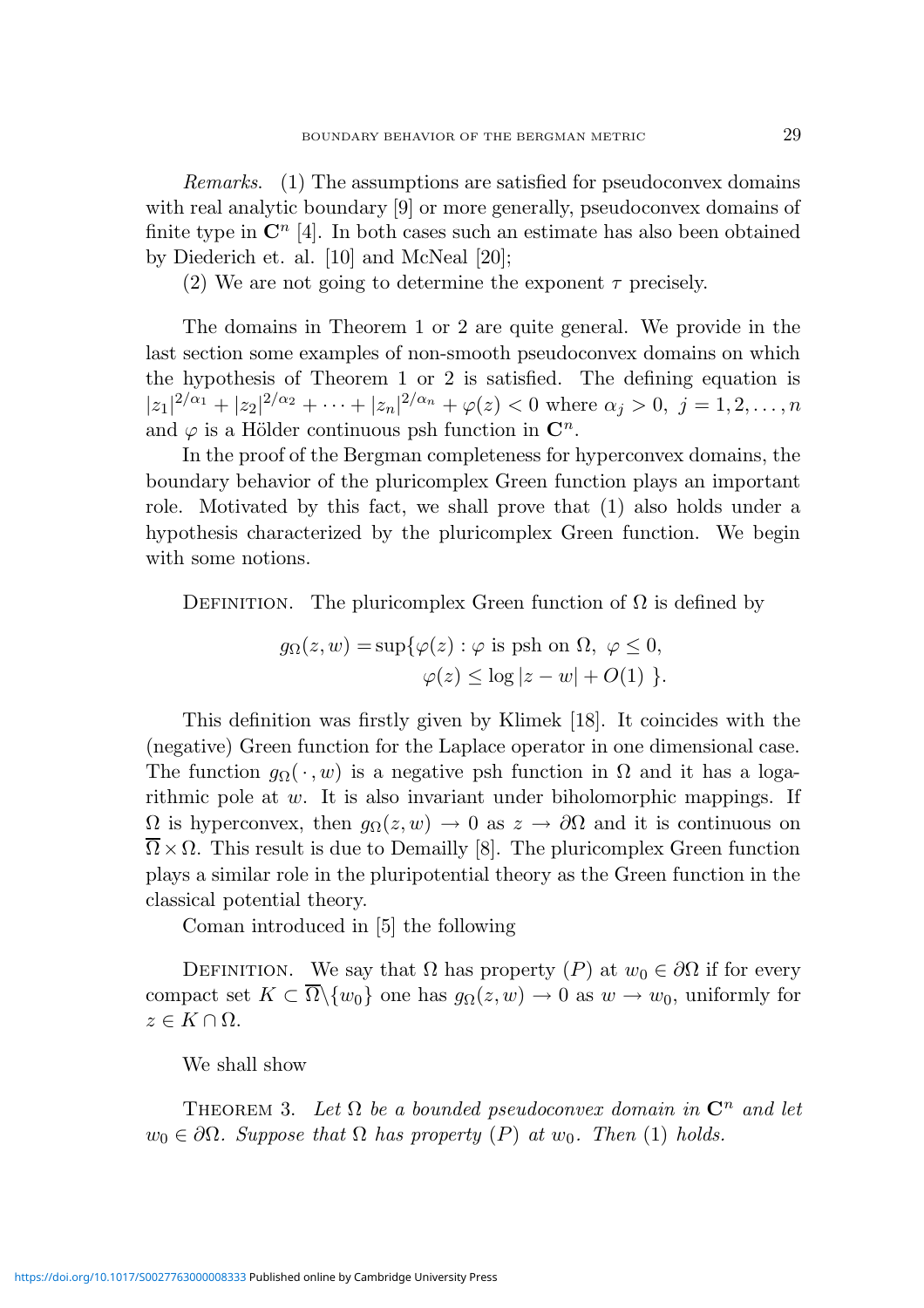*Remarks.* (1) The assumptions are satisfied for pseudoconvex domains with real analytic boundary [9] or more generally, pseudoconvex domains of finite type in $\mathbf{C}^n$ [4]. In both cases such an estimate has also been obtained by Diederich et. al. [10] and McNeal [20];

(2) We are not going to determine the exponent $\tau$ precisely.

The domains in Theorem 1 or 2 are quite general. We provide in the last section some examples of non-smooth pseudoconvex domains on which the hypothesis of Theorem 1 or 2 is satisfied. The defining equation is $|z_1|^{2/\alpha_1} + |z_2|^{2/\alpha_2} + \cdots + |z_n|^{2/\alpha_n} + \varphi(z) < 0$ where $\alpha_j > 0,\ j = 1, 2, \ldots, n$ and $\varphi$ is a Hölder continuous psh function in $\mathbf{C}^n$.

In the proof of the Bergman completeness for hyperconvex domains, the boundary behavior of the pluricomplex Green function plays an important role. Motivated by this fact, we shall prove that (1) also holds under a hypothesis characterized by the pluricomplex Green function. We begin with some notions.

Definition. The pluricomplex Green function of $\Omega$ is defined by

$$g_\Omega(z, w) = \sup\{\varphi(z) : \varphi \text{ is psh on } \Omega,\ \varphi \le 0,$$
$$\varphi(z) \le \log|z - w| + O(1)\ \}.$$

This definition was firstly given by Klimek [18]. It coincides with the (negative) Green function for the Laplace operator in one dimensional case. The function $g_\Omega(\,\cdot\,, w)$ is a negative psh function in $\Omega$ and it has a logarithmic pole at $w$. It is also invariant under biholomorphic mappings. If $\Omega$ is hyperconvex, then $g_\Omega(z, w) \to 0$ as $z \to \partial\Omega$ and it is continuous on $\overline{\Omega} \times \Omega$. This result is due to Demailly [8]. The pluricomplex Green function plays a similar role in the pluripotential theory as the Green function in the classical potential theory.

Coman introduced in [5] the following

Definition. We say that $\Omega$ has property $(P)$ at $w_0 \in \partial\Omega$ if for every compact set $K \subset \overline{\Omega}\backslash\{w_0\}$ one has $g_\Omega(z, w) \to 0$ as $w \to w_0$, uniformly for $z \in K \cap \Omega$.

We shall show

Theorem 3. *Let $\Omega$ be a bounded pseudoconvex domain in $\mathbf{C}^n$ and let $w_0 \in \partial\Omega$. Suppose that $\Omega$ has property $(P)$ at $w_0$. Then (1) holds.*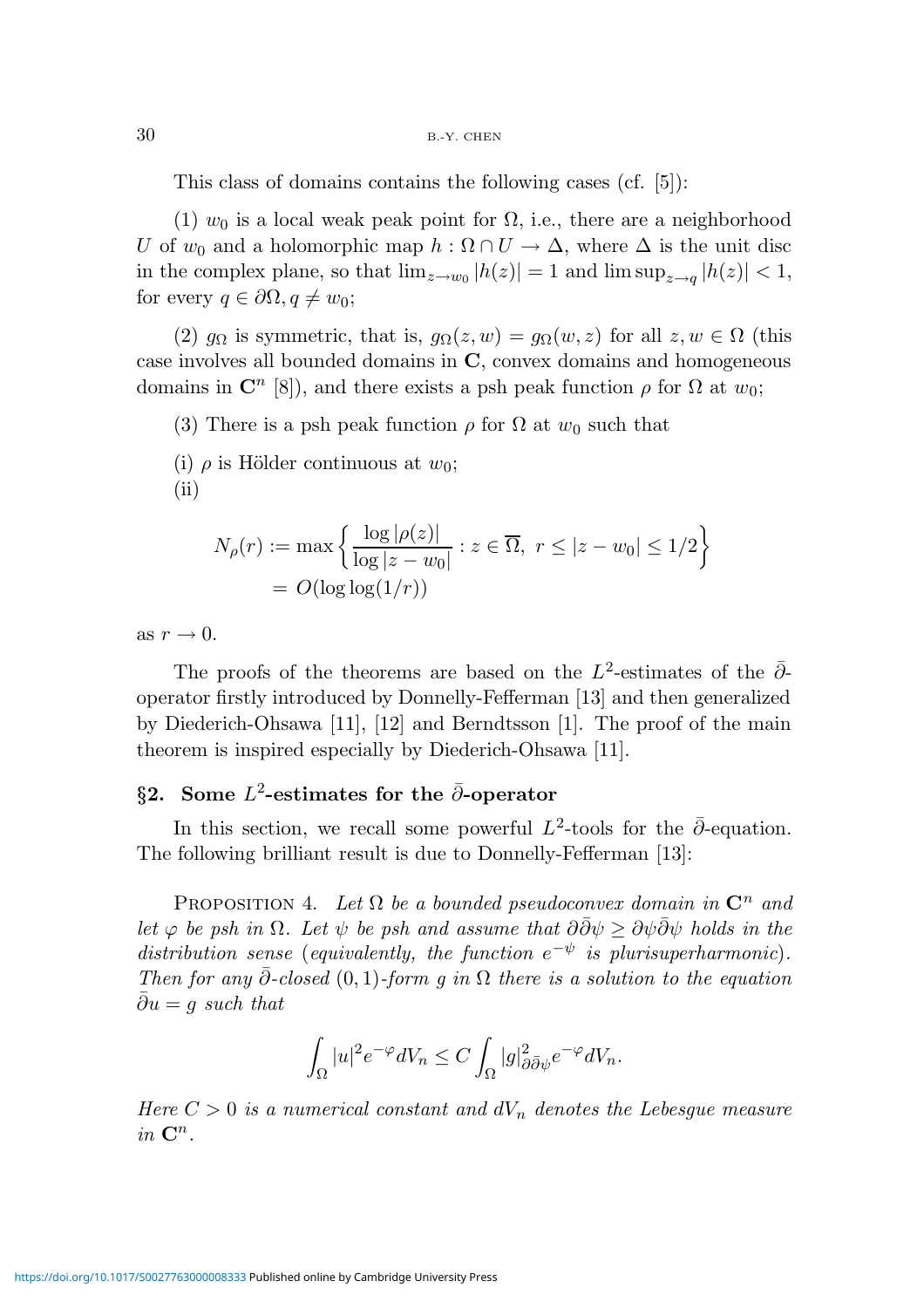This class of domains contains the following cases (cf. [5]):

(1) $w_0$ is a local weak peak point for $\Omega$, i.e., there are a neighborhood $U$ of $w_0$ and a holomorphic map $h : \Omega \cap U \to \Delta$, where $\Delta$ is the unit disc in the complex plane, so that $\lim_{z \to w_0} |h(z)| = 1$ and $\limsup_{z \to q} |h(z)| < 1$, for every $q \in \partial\Omega, q \neq w_0$;

(2) $g_\Omega$ is symmetric, that is, $g_\Omega(z, w) = g_\Omega(w, z)$ for all $z, w \in \Omega$ (this case involves all bounded domains in $\mathbf{C}$, convex domains and homogeneous domains in $\mathbf{C}^n$ [8]), and there exists a psh peak function $\rho$ for $\Omega$ at $w_0$;

(3) There is a psh peak function $\rho$ for $\Omega$ at $w_0$ such that

(i) $\rho$ is Hölder continuous at $w_0$;

(ii)

$$
\begin{aligned}
N_\rho(r) &:= \max \left\{ \frac{\log |\rho(z)|}{\log |z - w_0|} : z \in \overline{\Omega},\ r \leq |z - w_0| \leq 1/2 \right\} \\
&= O(\log \log(1/r))
\end{aligned}
$$

as $r \to 0$.

The proofs of the theorems are based on the $L^2$-estimates of the $\bar{\partial}$-operator firstly introduced by Donnelly-Fefferman [13] and then generalized by Diederich-Ohsawa [11], [12] and Berndtsson [1]. The proof of the main theorem is inspired especially by Diederich-Ohsawa [11].

## §2. Some $L^2$-estimates for the $\bar{\partial}$-operator

In this section, we recall some powerful $L^2$-tools for the $\bar{\partial}$-equation. The following brilliant result is due to Donnelly-Fefferman [13]:

Proposition 4. *Let $\Omega$ be a bounded pseudoconvex domain in $\mathbf{C}^n$ and let $\varphi$ be psh in $\Omega$. Let $\psi$ be psh and assume that $\partial\bar{\partial}\psi \geq \partial\psi\bar{\partial}\psi$ holds in the distribution sense* (*equivalently, the function $e^{-\psi}$ is plurisuperharmonic*). *Then for any $\bar{\partial}$-closed* $(0,1)$*-form $g$ in $\Omega$ there is a solution to the equation $\bar{\partial}u = g$ such that*

$$
\int_\Omega |u|^2 e^{-\varphi} dV_n \leq C \int_\Omega |g|^2_{\partial\bar{\partial}\psi} e^{-\varphi} dV_n.
$$

*Here $C > 0$ is a numerical constant and $dV_n$ denotes the Lebesgue measure in $\mathbf{C}^n$.*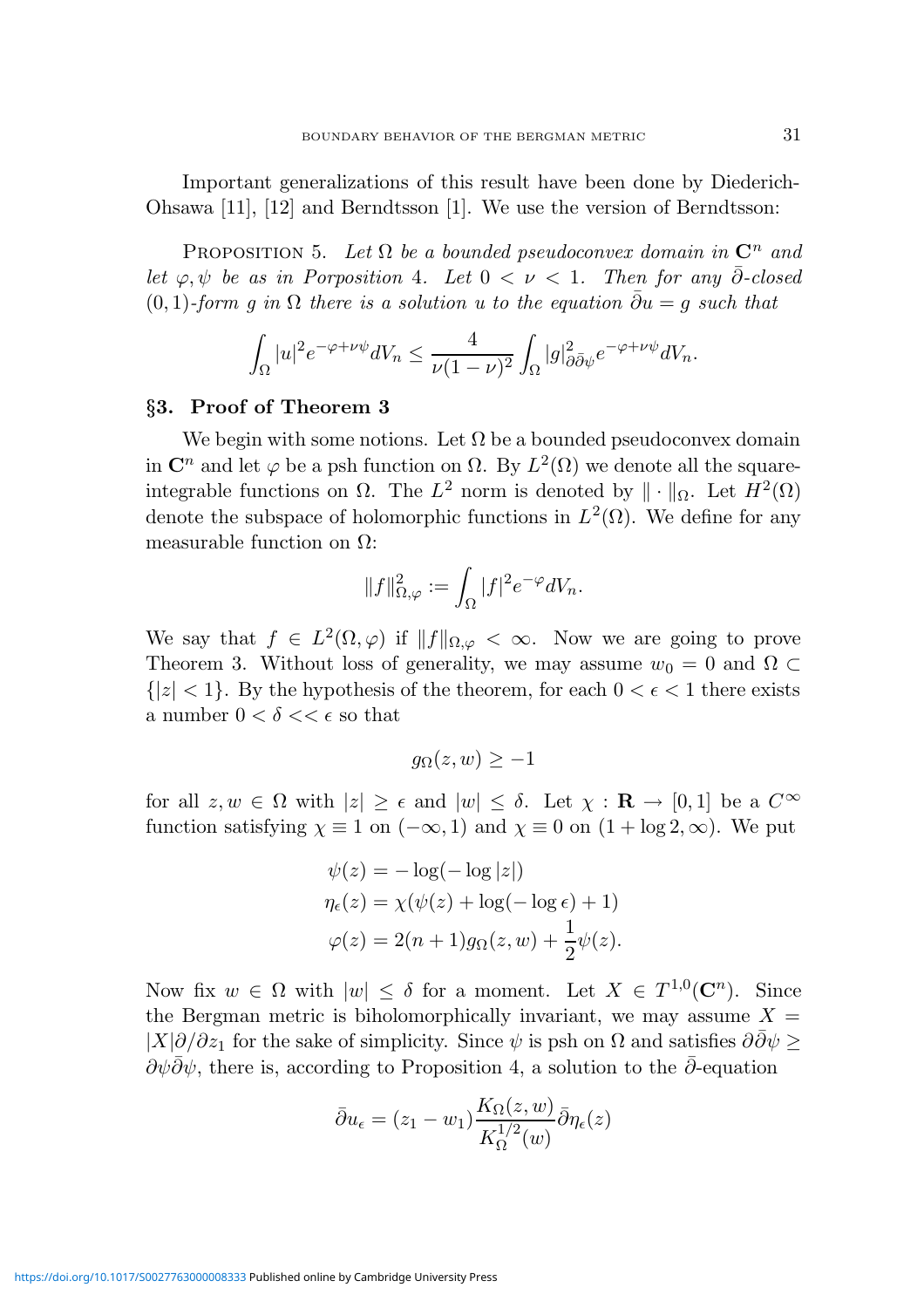Important generalizations of this result have been done by Diederich-Ohsawa [11], [12] and Berndtsson [1]. We use the version of Berndtsson:

Proposition 5. *Let $\Omega$ be a bounded pseudoconvex domain in $\mathbf{C}^n$ and let $\varphi, \psi$ be as in Porposition 4. Let $0 < \nu < 1$. Then for any $\bar{\partial}$-closed $(0,1)$-form $g$ in $\Omega$ there is a solution $u$ to the equation $\bar{\partial} u = g$ such that*

$$\int_\Omega |u|^2 e^{-\varphi + \nu\psi} dV_n \leq \frac{4}{\nu(1-\nu)^2} \int_\Omega |g|^2_{\partial\bar{\partial}\psi} e^{-\varphi+\nu\psi} dV_n.$$

## §3. Proof of Theorem 3

We begin with some notions. Let $\Omega$ be a bounded pseudoconvex domain in $\mathbf{C}^n$ and let $\varphi$ be a psh function on $\Omega$. By $L^2(\Omega)$ we denote all the square-integrable functions on $\Omega$. The $L^2$ norm is denoted by $\|\cdot\|_\Omega$. Let $H^2(\Omega)$ denote the subspace of holomorphic functions in $L^2(\Omega)$. We define for any measurable function on $\Omega$:

$$\|f\|^2_{\Omega,\varphi} := \int_\Omega |f|^2 e^{-\varphi} dV_n.$$

We say that $f \in L^2(\Omega, \varphi)$ if $\|f\|_{\Omega,\varphi} < \infty$. Now we are going to prove Theorem 3. Without loss of generality, we may assume $w_0 = 0$ and $\Omega \subset \{|z| < 1\}$. By the hypothesis of the theorem, for each $0 < \epsilon < 1$ there exists a number $0 < \delta << \epsilon$ so that

$$g_\Omega(z, w) \geq -1$$

for all $z, w \in \Omega$ with $|z| \geq \epsilon$ and $|w| \leq \delta$. Let $\chi : \mathbf{R} \to [0,1]$ be a $C^\infty$ function satisfying $\chi \equiv 1$ on $(-\infty, 1)$ and $\chi \equiv 0$ on $(1 + \log 2, \infty)$. We put

$$\begin{aligned}
\psi(z) &= -\log(-\log|z|) \\
\eta_\epsilon(z) &= \chi(\psi(z) + \log(-\log\epsilon) + 1) \\
\varphi(z) &= 2(n+1)g_\Omega(z,w) + \frac{1}{2}\psi(z).
\end{aligned}$$

Now fix $w \in \Omega$ with $|w| \leq \delta$ for a moment. Let $X \in T^{1,0}(\mathbf{C}^n)$. Since the Bergman metric is biholomorphically invariant, we may assume $X = |X|\partial/\partial z_1$ for the sake of simplicity. Since $\psi$ is psh on $\Omega$ and satisfies $\partial\bar{\partial}\psi \geq \partial\psi\bar{\partial}\psi$, there is, according to Proposition 4, a solution to the $\bar{\partial}$-equation

$$\bar{\partial} u_\epsilon = (z_1 - w_1)\frac{K_\Omega(z,w)}{K_\Omega^{1/2}(w)}\bar{\partial}\eta_\epsilon(z)$$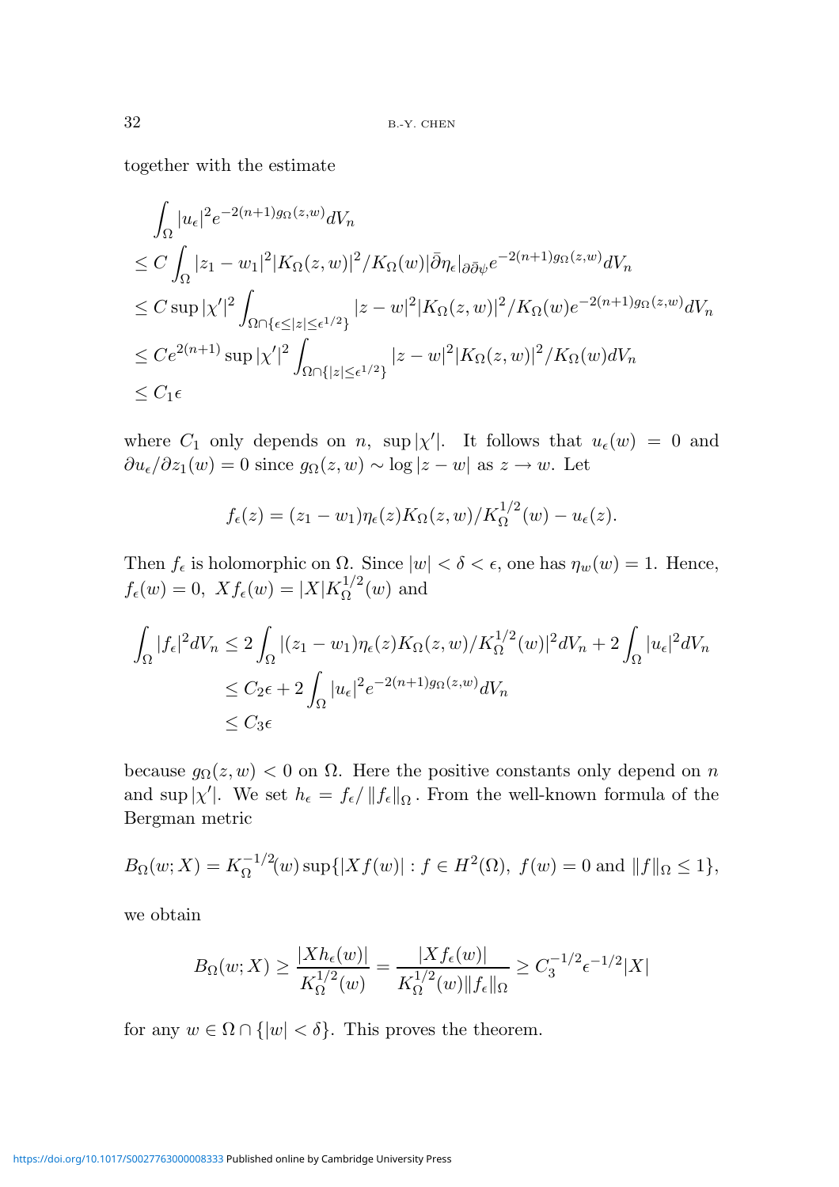together with the estimate

$$
\begin{aligned}
&\int_\Omega |u_\epsilon|^2 e^{-2(n+1)g_\Omega(z,w)} dV_n \\
&\leq C \int_\Omega |z_1 - w_1|^2 |K_\Omega(z,w)|^2 / K_\Omega(w) |\bar\partial \eta_\epsilon|_{\partial\bar\partial\psi} e^{-2(n+1)g_\Omega(z,w)} dV_n \\
&\leq C \sup |\chi'|^2 \int_{\Omega \cap \{\epsilon \leq |z| \leq \epsilon^{1/2}\}} |z - w|^2 |K_\Omega(z,w)|^2 / K_\Omega(w) e^{-2(n+1)g_\Omega(z,w)} dV_n \\
&\leq C e^{2(n+1)} \sup |\chi'|^2 \int_{\Omega \cap \{|z| \leq \epsilon^{1/2}\}} |z - w|^2 |K_\Omega(z,w)|^2 / K_\Omega(w) dV_n \\
&\leq C_1 \epsilon
\end{aligned}
$$

where $C_1$ only depends on $n$, $\sup|\chi'|$. It follows that $u_\epsilon(w) = 0$ and $\partial u_\epsilon / \partial z_1(w) = 0$ since $g_\Omega(z,w) \sim \log|z - w|$ as $z \to w$. Let

$$
f_\epsilon(z) = (z_1 - w_1)\eta_\epsilon(z) K_\Omega(z,w) / K_\Omega^{1/2}(w) - u_\epsilon(z).
$$

Then $f_\epsilon$ is holomorphic on $\Omega$. Since $|w| < \delta < \epsilon$, one has $\eta_w(w) = 1$. Hence, $f_\epsilon(w) = 0$, $X f_\epsilon(w) = |X| K_\Omega^{1/2}(w)$ and

$$
\begin{aligned}
\int_\Omega |f_\epsilon|^2 dV_n &\leq 2 \int_\Omega |(z_1 - w_1)\eta_\epsilon(z) K_\Omega(z,w) / K_\Omega^{1/2}(w)|^2 dV_n + 2 \int_\Omega |u_\epsilon|^2 dV_n \\
&\leq C_2 \epsilon + 2 \int_\Omega |u_\epsilon|^2 e^{-2(n+1)g_\Omega(z,w)} dV_n \\
&\leq C_3 \epsilon
\end{aligned}
$$

because $g_\Omega(z,w) < 0$ on $\Omega$. Here the positive constants only depend on $n$ and $\sup|\chi'|$. We set $h_\epsilon = f_\epsilon / \|f_\epsilon\|_\Omega$. From the well-known formula of the Bergman metric

$$
B_\Omega(w; X) = K_\Omega^{-1/2}(w) \sup\{|X f(w)| : f \in H^2(\Omega),\ f(w) = 0 \text{ and } \|f\|_\Omega \leq 1\},
$$

we obtain

$$
B_\Omega(w; X) \geq \frac{|X h_\epsilon(w)|}{K_\Omega^{1/2}(w)} = \frac{|X f_\epsilon(w)|}{K_\Omega^{1/2}(w) \|f_\epsilon\|_\Omega} \geq C_3^{-1/2} \epsilon^{-1/2} |X|
$$

for any $w \in \Omega \cap \{|w| < \delta\}$. This proves the theorem.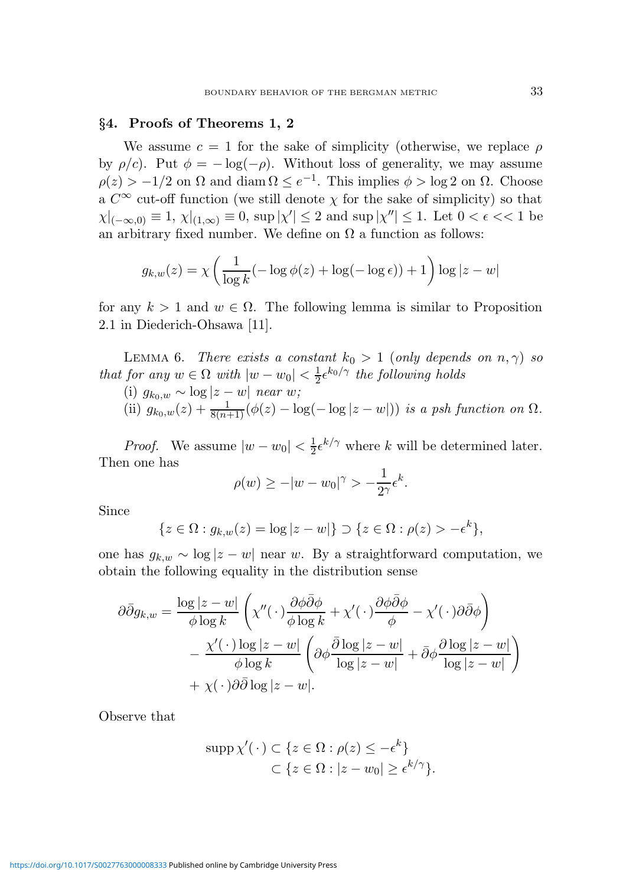## §4. Proofs of Theorems 1, 2

We assume $c = 1$ for the sake of simplicity (otherwise, we replace $\rho$ by $\rho/c$). Put $\phi = -\log(-\rho)$. Without loss of generality, we may assume $\rho(z) > -1/2$ on $\Omega$ and $\operatorname{diam}\Omega \le e^{-1}$. This implies $\phi > \log 2$ on $\Omega$. Choose a $C^\infty$ cut-off function (we still denote $\chi$ for the sake of simplicity) so that $\chi|_{(-\infty,0)} \equiv 1$, $\chi|_{(1,\infty)} \equiv 0$, $\sup|\chi'| \le 2$ and $\sup|\chi''| \le 1$. Let $0 < \epsilon << 1$ be an arbitrary fixed number. We define on $\Omega$ a function as follows:

$$g_{k,w}(z) = \chi\left(\frac{1}{\log k}(-\log\phi(z) + \log(-\log\epsilon)) + 1\right)\log|z-w|$$

for any $k > 1$ and $w \in \Omega$. The following lemma is similar to Proposition 2.1 in Diederich-Ohsawa [11].

Lemma 6. *There exists a constant $k_0 > 1$ (only depends on $n, \gamma$) so that for any $w \in \Omega$ with $|w - w_0| < \frac{1}{2}\epsilon^{k_0/\gamma}$ the following holds*

(i) $g_{k_0,w} \sim \log|z-w|$ *near $w$;*

(ii) $g_{k_0,w}(z) + \frac{1}{8(n+1)}(\phi(z) - \log(-\log|z-w|))$ *is a psh function on $\Omega$.*

*Proof.* We assume $|w - w_0| < \frac{1}{2}\epsilon^{k/\gamma}$ where $k$ will be determined later. Then one has

$$\rho(w) \ge -|w-w_0|^\gamma > -\frac{1}{2^\gamma}\epsilon^k.$$

Since

$$\{z \in \Omega : g_{k,w}(z) = \log|z-w|\} \supset \{z \in \Omega : \rho(z) > -\epsilon^k\},$$

one has $g_{k,w} \sim \log|z-w|$ near $w$. By a straightforward computation, we obtain the following equality in the distribution sense

$$\begin{aligned}
\partial\bar\partial g_{k,w} = {} & \frac{\log|z-w|}{\phi\log k}\left(\chi''(\,\cdot\,)\frac{\partial\phi\bar\partial\phi}{\phi\log k} + \chi'(\,\cdot\,)\frac{\partial\phi\bar\partial\phi}{\phi} - \chi'(\,\cdot\,)\partial\bar\partial\phi\right) \\
& - \frac{\chi'(\,\cdot\,)\log|z-w|}{\phi\log k}\left(\partial\phi\frac{\bar\partial\log|z-w|}{\log|z-w|} + \bar\partial\phi\frac{\partial\log|z-w|}{\log|z-w|}\right) \\
& + \chi(\,\cdot\,)\partial\bar\partial\log|z-w|.
\end{aligned}$$

Observe that

$$\begin{aligned}
\operatorname{supp}\chi'(\,\cdot\,) &\subset \{z \in \Omega : \rho(z) \le -\epsilon^k\} \\
&\subset \{z \in \Omega : |z-w_0| \ge \epsilon^{k/\gamma}\}.
\end{aligned}$$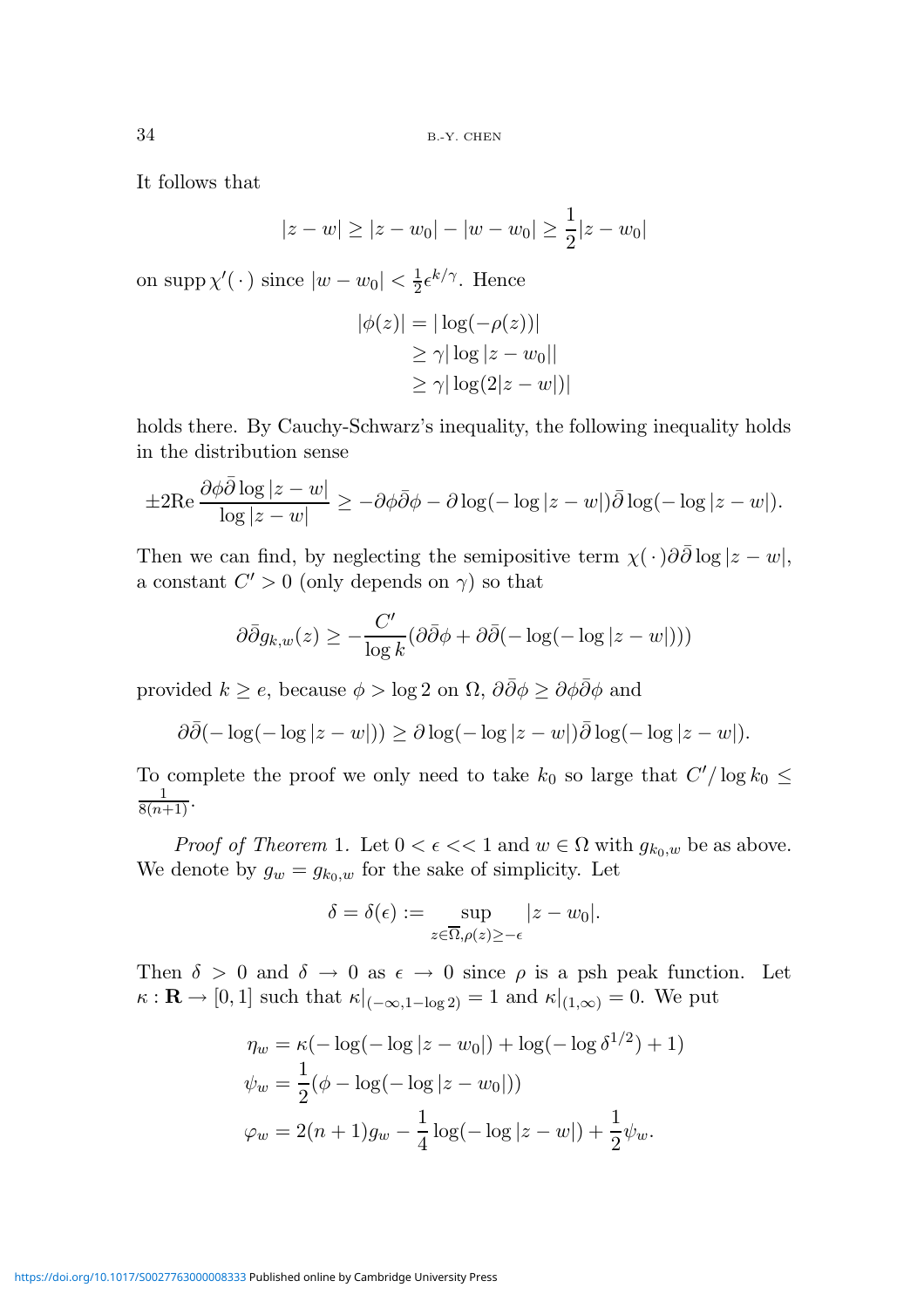It follows that

$$|z-w| \geq |z-w_0| - |w-w_0| \geq \frac{1}{2}|z-w_0|$$

on $\operatorname{supp}\chi'(\,\cdot\,)$ since $|w-w_0| < \frac{1}{2}\epsilon^{k/\gamma}$. Hence

$$\begin{aligned}
|\phi(z)| &= |\log(-\rho(z))| \\
&\geq \gamma |\log|z-w_0|| \\
&\geq \gamma |\log(2|z-w|)|
\end{aligned}$$

holds there. By Cauchy-Schwarz's inequality, the following inequality holds in the distribution sense

$$\pm 2\mathrm{Re}\, \frac{\partial\phi\bar{\partial}\log|z-w|}{\log|z-w|} \geq -\partial\phi\bar{\partial}\phi - \partial\log(-\log|z-w|)\bar{\partial}\log(-\log|z-w|).$$

Then we can find, by neglecting the semipositive term $\chi(\,\cdot\,)\partial\bar{\partial}\log|z-w|$, a constant $C' > 0$ (only depends on $\gamma$) so that

$$\partial\bar{\partial} g_{k,w}(z) \geq -\frac{C'}{\log k}(\partial\bar{\partial}\phi + \partial\bar{\partial}(-\log(-\log|z-w|)))$$

provided $k \geq e$, because $\phi > \log 2$ on $\Omega$, $\partial\bar{\partial}\phi \geq \partial\phi\bar{\partial}\phi$ and

$$\partial\bar{\partial}(-\log(-\log|z-w|)) \geq \partial\log(-\log|z-w|)\bar{\partial}\log(-\log|z-w|).$$

To complete the proof we only need to take $k_0$ so large that $C'/\log k_0 \leq \frac{1}{8(n+1)}$.

*Proof of Theorem* 1. Let $0 < \epsilon << 1$ and $w \in \Omega$ with $g_{k_0,w}$ be as above. We denote by $g_w = g_{k_0,w}$ for the sake of simplicity. Let

$$\delta = \delta(\epsilon) := \sup_{z\in\overline{\Omega}, \rho(z)\geq -\epsilon} |z-w_0|.$$

Then $\delta > 0$ and $\delta \to 0$ as $\epsilon \to 0$ since $\rho$ is a psh peak function. Let $\kappa : \mathbf{R} \to [0,1]$ such that $\kappa|_{(-\infty,1-\log 2)} = 1$ and $\kappa|_{(1,\infty)} = 0$. We put

$$\begin{aligned}
\eta_w &= \kappa(-\log(-\log|z-w_0|) + \log(-\log\delta^{1/2}) + 1) \\
\psi_w &= \frac{1}{2}(\phi - \log(-\log|z-w_0|)) \\
\varphi_w &= 2(n+1)g_w - \frac{1}{4}\log(-\log|z-w|) + \frac{1}{2}\psi_w.
\end{aligned}$$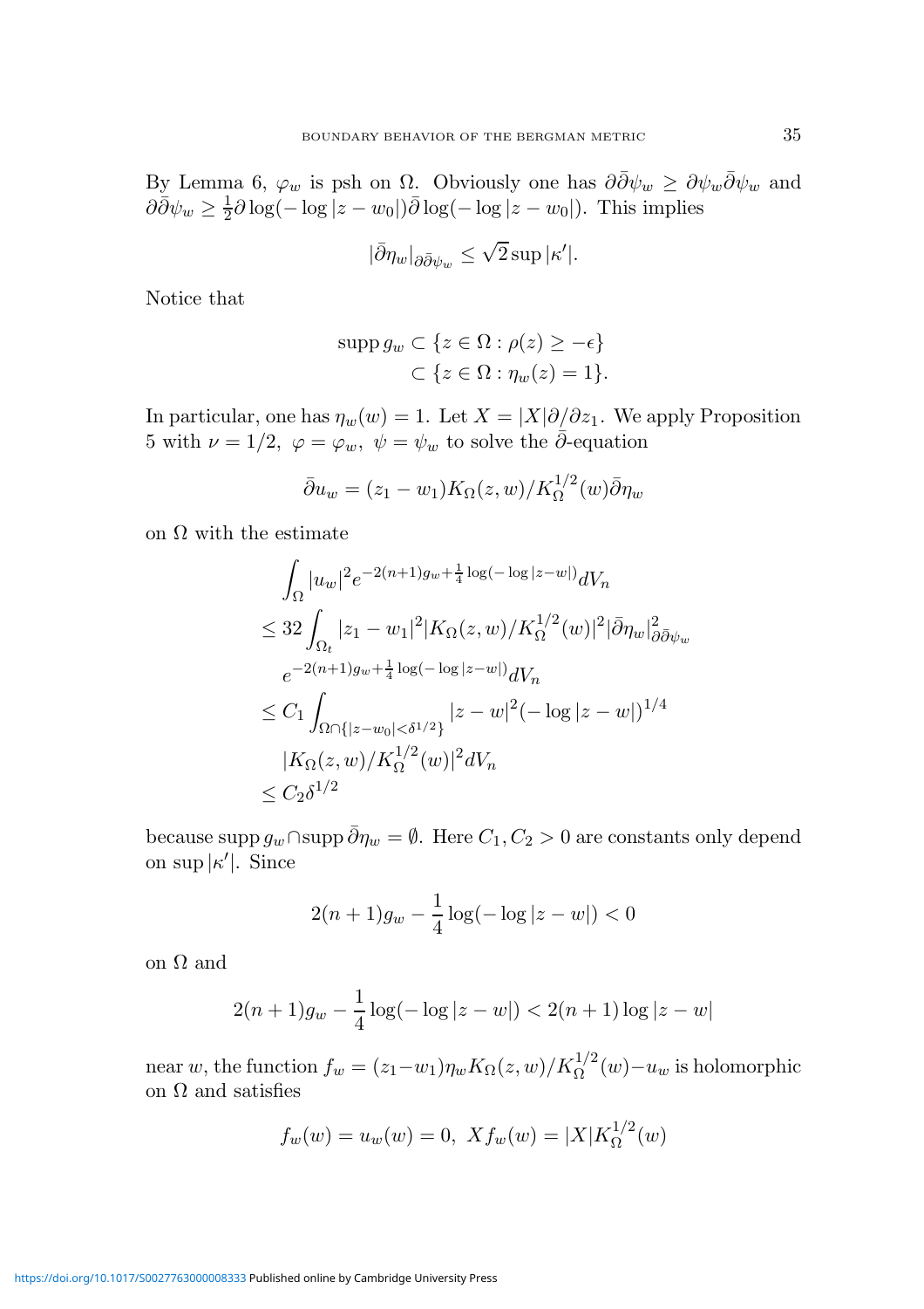By Lemma 6, $\varphi_w$ is psh on $\Omega$. Obviously one has $\partial\bar\partial\psi_w \geq \partial\psi_w\bar\partial\psi_w$ and $\partial\bar\partial\psi_w \geq \frac{1}{2}\partial\log(-\log|z-w_0|)\bar\partial\log(-\log|z-w_0|)$. This implies

$$|\bar\partial\eta_w|_{\partial\bar\partial\psi_w} \leq \sqrt{2}\sup|\kappa'|.$$

Notice that

$$\begin{aligned}\operatorname{supp} g_w &\subset \{z \in \Omega : \rho(z) \geq -\epsilon\}\\ &\subset \{z \in \Omega : \eta_w(z) = 1\}.\end{aligned}$$

In particular, one has $\eta_w(w) = 1$. Let $X = |X|\partial/\partial z_1$. We apply Proposition 5 with $\nu = 1/2$, $\varphi = \varphi_w$, $\psi = \psi_w$ to solve the $\bar\partial$-equation

$$\bar\partial u_w = (z_1 - w_1)K_\Omega(z,w)/K_\Omega^{1/2}(w)\bar\partial\eta_w$$

on $\Omega$ with the estimate

$$\begin{aligned}
&\int_\Omega |u_w|^2 e^{-2(n+1)g_w + \frac{1}{4}\log(-\log|z-w|)}dV_n\\
&\leq 32\int_{\Omega_t} |z_1 - w_1|^2 |K_\Omega(z,w)/K_\Omega^{1/2}(w)|^2 |\bar\partial\eta_w|^2_{\partial\bar\partial\psi_w}\\
&\quad e^{-2(n+1)g_w + \frac{1}{4}\log(-\log|z-w|)}dV_n\\
&\leq C_1\int_{\Omega\cap\{|z-w_0|<\delta^{1/2}\}} |z-w|^2(-\log|z-w|)^{1/4}\\
&\quad |K_\Omega(z,w)/K_\Omega^{1/2}(w)|^2 dV_n\\
&\leq C_2\delta^{1/2}
\end{aligned}$$

because $\operatorname{supp} g_w \cap \operatorname{supp}\bar\partial\eta_w = \emptyset$. Here $C_1, C_2 > 0$ are constants only depend on $\sup|\kappa'|$. Since

$$2(n+1)g_w - \frac{1}{4}\log(-\log|z-w|) < 0$$

on $\Omega$ and

$$2(n+1)g_w - \frac{1}{4}\log(-\log|z-w|) < 2(n+1)\log|z-w|$$

near $w$, the function $f_w = (z_1 - w_1)\eta_w K_\Omega(z,w)/K_\Omega^{1/2}(w) - u_w$ is holomorphic on $\Omega$ and satisfies

$$f_w(w) = u_w(w) = 0,\ Xf_w(w) = |X|K_\Omega^{1/2}(w)$$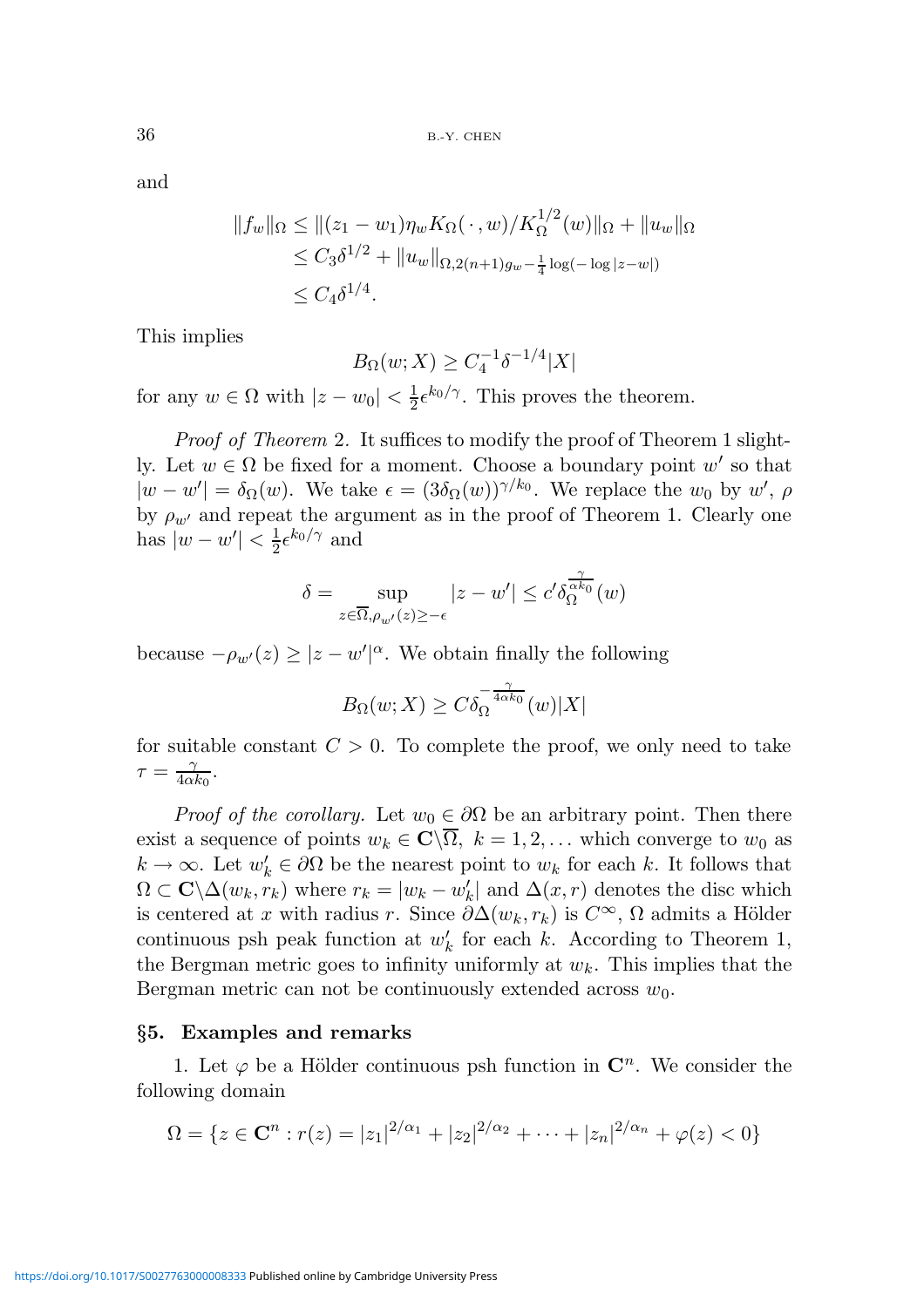and

$$
\begin{aligned}
\|f_w\|_\Omega &\le \|(z_1 - w_1)\eta_w K_\Omega(\,\cdot\,, w)/K_\Omega^{1/2}(w)\|_\Omega + \|u_w\|_\Omega \\
&\le C_3\delta^{1/2} + \|u_w\|_{\Omega, 2(n+1)g_w - \frac{1}{4}\log(-\log|z-w|)} \\
&\le C_4\delta^{1/4}.
\end{aligned}
$$

This implies

$$
B_\Omega(w; X) \ge C_4^{-1}\delta^{-1/4}|X|
$$

for any $w \in \Omega$ with $|z - w_0| < \frac{1}{2}\epsilon^{k_0/\gamma}$. This proves the theorem.

*Proof of Theorem* 2. It suffices to modify the proof of Theorem 1 slightly. Let $w \in \Omega$ be fixed for a moment. Choose a boundary point $w'$ so that $|w - w'| = \delta_\Omega(w)$. We take $\epsilon = (3\delta_\Omega(w))^{\gamma/k_0}$. We replace the $w_0$ by $w'$, $\rho$ by $\rho_{w'}$ and repeat the argument as in the proof of Theorem 1. Clearly one has $|w - w'| < \frac{1}{2}\epsilon^{k_0/\gamma}$ and

$$
\delta = \sup_{z \in \overline{\Omega}, \rho_{w'}(z) \ge -\epsilon} |z - w'| \le c' \delta_\Omega^{\frac{\gamma}{\alpha k_0}}(w)
$$

because $-\rho_{w'}(z) \ge |z - w'|^\alpha$. We obtain finally the following

$$
B_\Omega(w; X) \ge C\delta_\Omega^{-\frac{\gamma}{4\alpha k_0}}(w)|X|
$$

for suitable constant $C > 0$. To complete the proof, we only need to take $\tau = \frac{\gamma}{4\alpha k_0}$.

*Proof of the corollary.* Let $w_0 \in \partial\Omega$ be an arbitrary point. Then there exist a sequence of points $w_k \in \mathbf{C}\backslash\overline{\Omega}$, $k = 1, 2, \ldots$ which converge to $w_0$ as $k \to \infty$. Let $w_k' \in \partial\Omega$ be the nearest point to $w_k$ for each $k$. It follows that $\Omega \subset \mathbf{C}\backslash\Delta(w_k, r_k)$ where $r_k = |w_k - w_k'|$ and $\Delta(x, r)$ denotes the disc which is centered at $x$ with radius $r$. Since $\partial\Delta(w_k, r_k)$ is $C^\infty$, $\Omega$ admits a Hölder continuous psh peak function at $w_k'$ for each $k$. According to Theorem 1, the Bergman metric goes to infinity uniformly at $w_k$. This implies that the Bergman metric can not be continuously extended across $w_0$.

## §5. Examples and remarks

1. Let $\varphi$ be a Hölder continuous psh function in $\mathbf{C}^n$. We consider the following domain

$$
\Omega = \{z \in \mathbf{C}^n : r(z) = |z_1|^{2/\alpha_1} + |z_2|^{2/\alpha_2} + \cdots + |z_n|^{2/\alpha_n} + \varphi(z) < 0\}
$$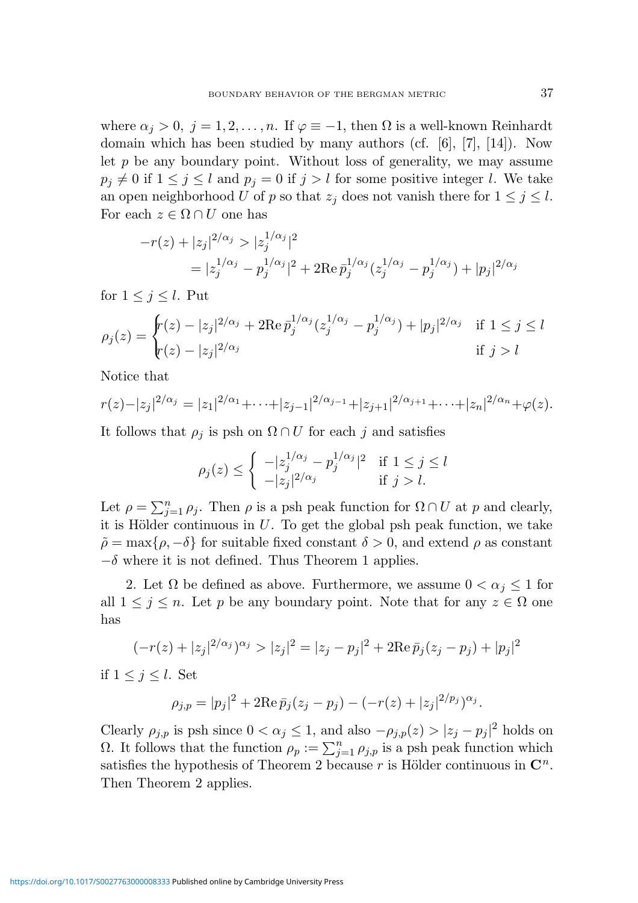where $\alpha_j > 0,\ j = 1, 2, \ldots, n$. If $\varphi \equiv -1$, then $\Omega$ is a well-known Reinhardt domain which has been studied by many authors (cf. [6], [7], [14]). Now let $p$ be any boundary point. Without loss of generality, we may assume $p_j \neq 0$ if $1 \leq j \leq l$ and $p_j = 0$ if $j > l$ for some positive integer $l$. We take an open neighborhood $U$ of $p$ so that $z_j$ does not vanish there for $1 \leq j \leq l$. For each $z \in \Omega \cap U$ one has

$$
\begin{aligned}
-r(z) + |z_j|^{2/\alpha_j} &> |z_j^{1/\alpha_j}|^2 \\
&= |z_j^{1/\alpha_j} - p_j^{1/\alpha_j}|^2 + 2\mathrm{Re}\, \bar{p}_j^{1/\alpha_j}(z_j^{1/\alpha_j} - p_j^{1/\alpha_j}) + |p_j|^{2/\alpha_j}
\end{aligned}
$$

for $1 \leq j \leq l$. Put

$$
\rho_j(z) = \begin{cases} r(z) - |z_j|^{2/\alpha_j} + 2\mathrm{Re}\, \bar{p}_j^{1/\alpha_j}(z_j^{1/\alpha_j} - p_j^{1/\alpha_j}) + |p_j|^{2/\alpha_j} & \text{if } 1 \leq j \leq l \\ r(z) - |z_j|^{2/\alpha_j} & \text{if } j > l \end{cases}
$$

Notice that

$$
r(z) - |z_j|^{2/\alpha_j} = |z_1|^{2/\alpha_1} + \cdots + |z_{j-1}|^{2/\alpha_{j-1}} + |z_{j+1}|^{2/\alpha_{j+1}} + \cdots + |z_n|^{2/\alpha_n} + \varphi(z).
$$

It follows that $\rho_j$ is psh on $\Omega \cap U$ for each $j$ and satisfies

$$
\rho_j(z) \leq \begin{cases} -|z_j^{1/\alpha_j} - p_j^{1/\alpha_j}|^2 & \text{if } 1 \leq j \leq l \\ -|z_j|^{2/\alpha_j} & \text{if } j > l. \end{cases}
$$

Let $\rho = \sum_{j=1}^n \rho_j$. Then $\rho$ is a psh peak function for $\Omega \cap U$ at $p$ and clearly, it is Hölder continuous in $U$. To get the global psh peak function, we take $\tilde{\rho} = \max\{\rho, -\delta\}$ for suitable fixed constant $\delta > 0$, and extend $\rho$ as constant $-\delta$ where it is not defined. Thus Theorem 1 applies.

2. Let $\Omega$ be defined as above. Furthermore, we assume $0 < \alpha_j \leq 1$ for all $1 \leq j \leq n$. Let $p$ be any boundary point. Note that for any $z \in \Omega$ one has

$$
(-r(z) + |z_j|^{2/\alpha_j})^{\alpha_j} > |z_j|^2 = |z_j - p_j|^2 + 2\mathrm{Re}\, \bar{p}_j(z_j - p_j) + |p_j|^2
$$

if $1 \leq j \leq l$. Set

$$
\rho_{j,p} = |p_j|^2 + 2\mathrm{Re}\, \bar{p}_j(z_j - p_j) - (-r(z) + |z_j|^{2/p_j})^{\alpha_j}.
$$

Clearly $\rho_{j,p}$ is psh since $0 < \alpha_j \leq 1$, and also $-\rho_{j,p}(z) > |z_j - p_j|^2$ holds on $\Omega$. It follows that the function $\rho_p := \sum_{j=1}^n \rho_{j,p}$ is a psh peak function which satisfies the hypothesis of Theorem 2 because $r$ is Hölder continuous in $\mathbf{C}^n$. Then Theorem 2 applies.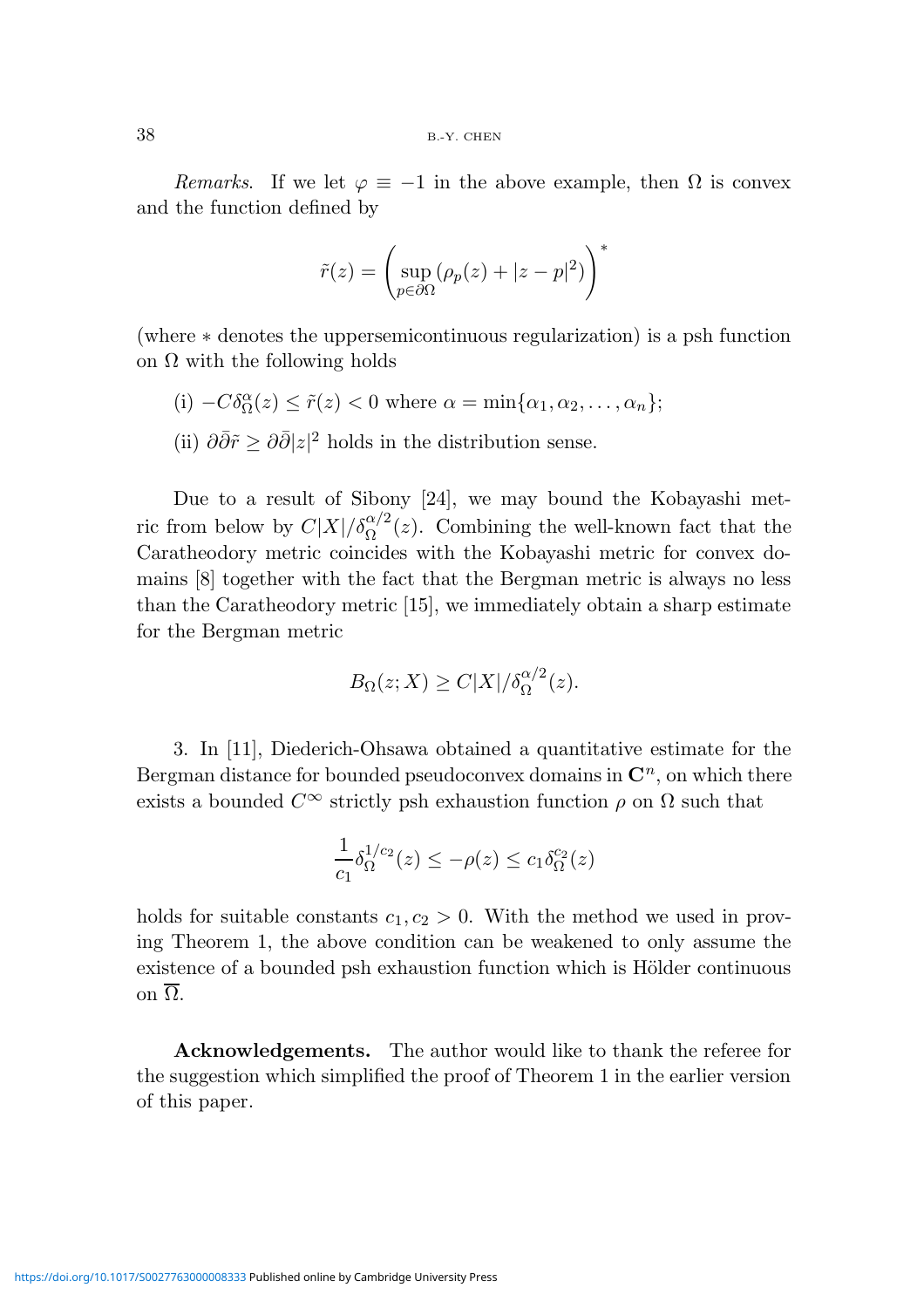*Remarks.* If we let $\varphi \equiv -1$ in the above example, then $\Omega$ is convex and the function defined by

$$\tilde{r}(z) = \left( \sup_{p \in \partial\Omega} (\rho_p(z) + |z - p|^2) \right)^*$$

(where $*$ denotes the uppersemicontinuous regularization) is a psh function on $\Omega$ with the following holds

(i) $-C\delta_\Omega^\alpha(z) \leq \tilde{r}(z) < 0$ where $\alpha = \min\{\alpha_1, \alpha_2, \ldots, \alpha_n\}$;

(ii) $\partial\bar{\partial}\tilde{r} \geq \partial\bar{\partial}|z|^2$ holds in the distribution sense.

Due to a result of Sibony [24], we may bound the Kobayashi metric from below by $C|X|/\delta_\Omega^{\alpha/2}(z)$. Combining the well-known fact that the Caratheodory metric coincides with the Kobayashi metric for convex domains [8] together with the fact that the Bergman metric is always no less than the Caratheodory metric [15], we immediately obtain a sharp estimate for the Bergman metric

$$B_\Omega(z; X) \geq C|X|/\delta_\Omega^{\alpha/2}(z).$$

3. In [11], Diederich-Ohsawa obtained a quantitative estimate for the Bergman distance for bounded pseudoconvex domains in $\mathbf{C}^n$, on which there exists a bounded $C^\infty$ strictly psh exhaustion function $\rho$ on $\Omega$ such that

$$\frac{1}{c_1}\delta_\Omega^{1/c_2}(z) \leq -\rho(z) \leq c_1\delta_\Omega^{c_2}(z)$$

holds for suitable constants $c_1, c_2 > 0$. With the method we used in proving Theorem 1, the above condition can be weakened to only assume the existence of a bounded psh exhaustion function which is Hölder continuous on $\overline{\Omega}$.

**Acknowledgements.** The author would like to thank the referee for the suggestion which simplified the proof of Theorem 1 in the earlier version of this paper.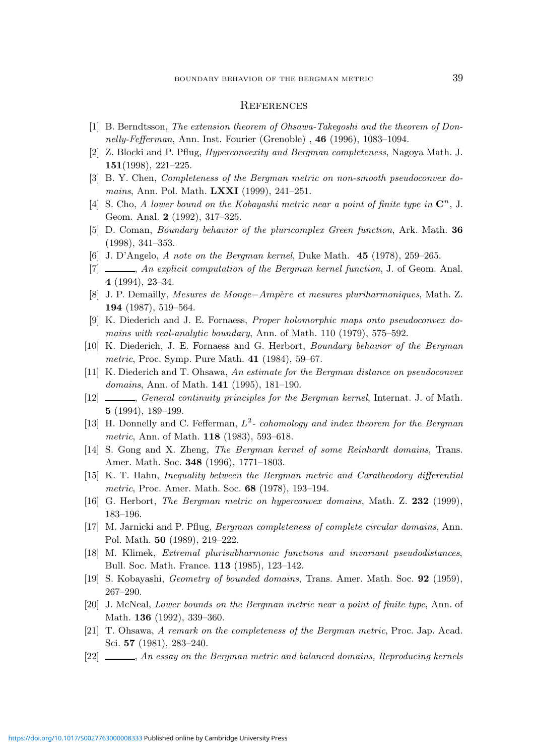## References

[1] B. Berndtsson, *The extension theorem of Ohsawa-Takegoshi and the theorem of Donnelly-Fefferman*, Ann. Inst. Fourier (Grenoble) , **46** (1996), 1083–1094.

[2] Z. Blocki and P. Pflug, *Hyperconvexity and Bergman completeness*, Nagoya Math. J. **151**(1998), 221–225.

[3] B. Y. Chen, *Completeness of the Bergman metric on non-smooth pseudoconvex domains*, Ann. Pol. Math. **LXXI** (1999), 241–251.

[4] S. Cho, *A lower bound on the Kobayashi metric near a point of finite type in* $\mathbf{C}^n$, J. Geom. Anal. **2** (1992), 317–325.

[5] D. Coman, *Boundary behavior of the pluricomplex Green function*, Ark. Math. **36** (1998), 341–353.

[6] J. D'Angelo, *A note on the Bergman kernel*, Duke Math. **45** (1978), 259–265.

[7] ———, *An explicit computation of the Bergman kernel function*, J. of Geom. Anal. **4** (1994), 23–34.

[8] J. P. Demailly, *Mesures de Monge−Ampère et mesures pluriharmoniques*, Math. Z. **194** (1987), 519–564.

[9] K. Diederich and J. E. Fornaess, *Proper holomorphic maps onto pseudoconvex domains with real-analytic boundary*, Ann. of Math. 110 (1979), 575–592.

[10] K. Diederich, J. E. Fornaess and G. Herbort, *Boundary behavior of the Bergman metric*, Proc. Symp. Pure Math. **41** (1984), 59–67.

[11] K. Diederich and T. Ohsawa, *An estimate for the Bergman distance on pseudoconvex domains*, Ann. of Math. **141** (1995), 181–190.

[12] ———, *General continuity principles for the Bergman kernel*, Internat. J. of Math. **5** (1994), 189–199.

[13] H. Donnelly and C. Fefferman, *$L^2$- cohomology and index theorem for the Bergman metric*, Ann. of Math. **118** (1983), 593–618.

[14] S. Gong and X. Zheng, *The Bergman kernel of some Reinhardt domains*, Trans. Amer. Math. Soc. **348** (1996), 1771–1803.

[15] K. T. Hahn, *Inequality between the Bergman metric and Caratheodory differential metric*, Proc. Amer. Math. Soc. **68** (1978), 193–194.

[16] G. Herbort, *The Bergman metric on hyperconvex domains*, Math. Z. **232** (1999), 183–196.

[17] M. Jarnicki and P. Pflug, *Bergman completeness of complete circular domains*, Ann. Pol. Math. **50** (1989), 219–222.

[18] M. Klimek, *Extremal plurisubharmonic functions and invariant pseudodistances*, Bull. Soc. Math. France. **113** (1985), 123–142.

[19] S. Kobayashi, *Geometry of bounded domains*, Trans. Amer. Math. Soc. **92** (1959), 267–290.

[20] J. McNeal, *Lower bounds on the Bergman metric near a point of finite type*, Ann. of Math. **136** (1992), 339–360.

[21] T. Ohsawa, *A remark on the completeness of the Bergman metric*, Proc. Jap. Acad. Sci. **57** (1981), 283–240.

[22] ———, *An essay on the Bergman metric and balanced domains, Reproducing kernels*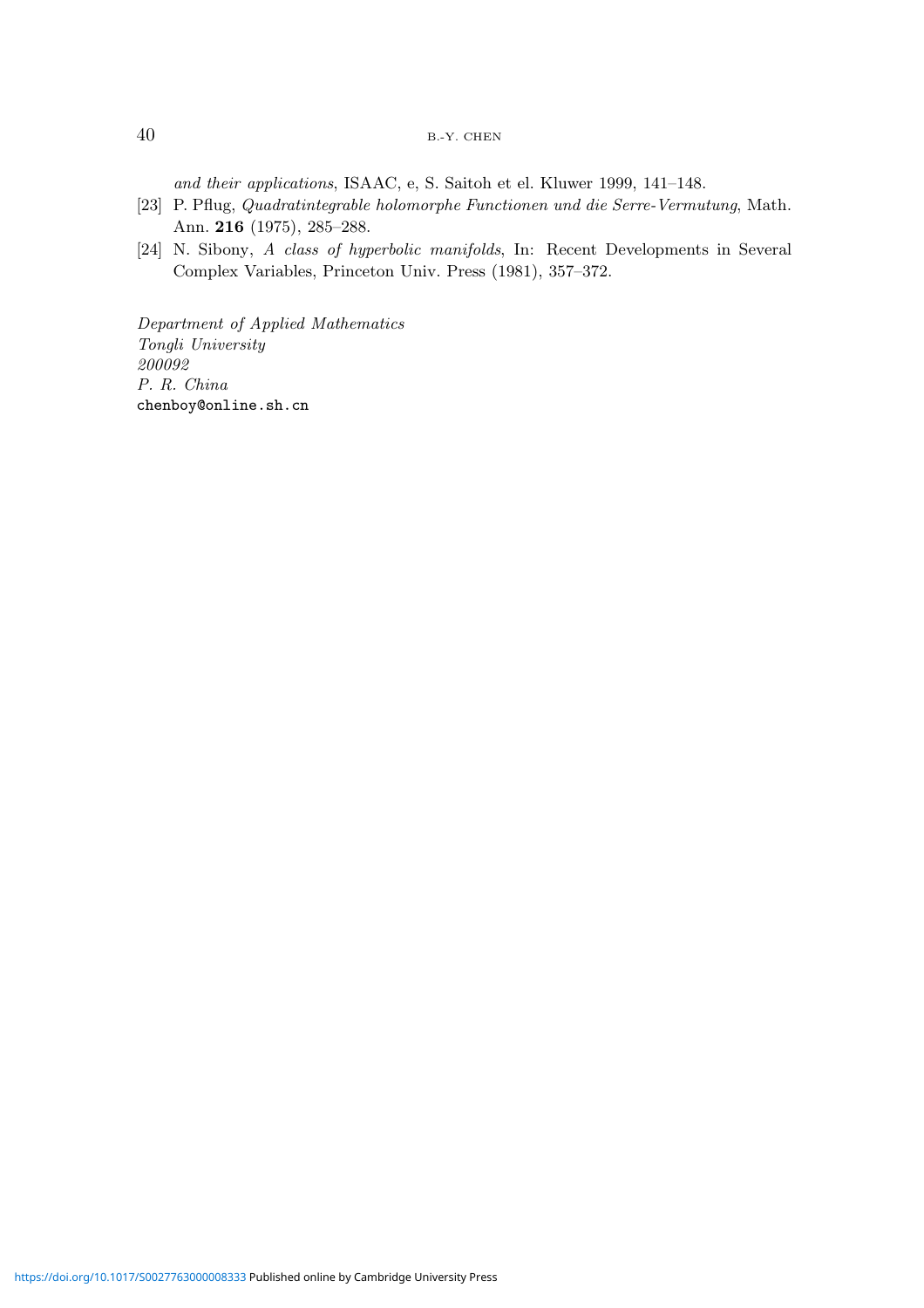*and their applications*, ISAAC, e, S. Saitoh et el. Kluwer 1999, 141–148.

[23] P. Pflug, *Quadratintegrable holomorphe Functionen und die Serre-Vermutung*, Math. Ann. **216** (1975), 285–288.

[24] N. Sibony, *A class of hyperbolic manifolds*, In: Recent Developments in Several Complex Variables, Princeton Univ. Press (1981), 357–372.

*Department of Applied Mathematics*
*Tongli University*
*200092*
*P. R. China*
chenboy@online.sh.cn